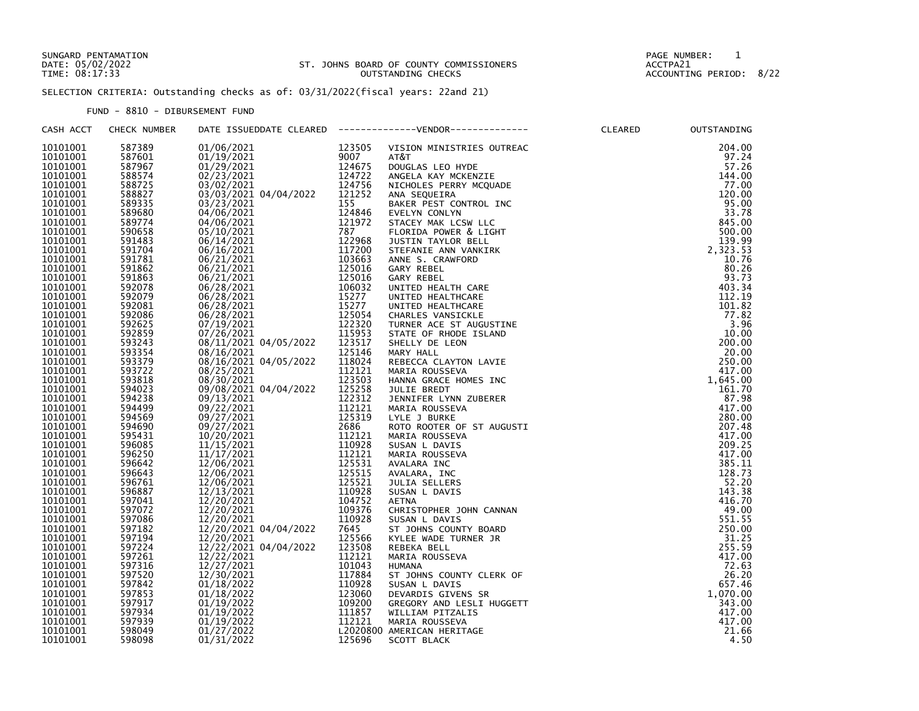SUNGARD PENTAMATION
DATE: 05/02/2022
TIME: 08:17:33

ST. JOHNS BOARD OF COUNTY COMMISSIONERS
OUTSTANDING CHECKS

PAGE NUMBER: 1
ACCTPA21
ACCOUNTING PERIOD: 8/22

SELECTION CRITERIA: Outstanding checks as of: 03/31/2022(fiscal years: 22and 21)

FUND - 8810 - DIBURSEMENT FUND

| CASH ACCT | CHECK NUMBER | DATE ISSUED | DATE CLEARED | --------------VENDOR-------------- | | CLEARED | OUTSTANDING |
|---|---|---|---|---|---|---|---|
| 10101001 | 587389 | 01/06/2021 | | 123505 | VISION MINISTRIES OUTREAC | | 204.00 |
| 10101001 | 587601 | 01/19/2021 | | 9007 | AT&T | | 97.24 |
| 10101001 | 587967 | 01/29/2021 | | 124675 | DOUGLAS LEO HYDE | | 57.26 |
| 10101001 | 588574 | 02/23/2021 | | 124722 | ANGELA KAY MCKENZIE | | 144.00 |
| 10101001 | 588725 | 03/02/2021 | | 124756 | NICHOLES PERRY MCQUADE | | 77.00 |
| 10101001 | 588827 | 03/03/2021 | 04/04/2022 | 121252 | ANA SEQUEIRA | | 120.00 |
| 10101001 | 589335 | 03/23/2021 | | 155 | BAKER PEST CONTROL INC | | 95.00 |
| 10101001 | 589680 | 04/06/2021 | | 124846 | EVELYN CONLYN | | 33.78 |
| 10101001 | 589774 | 04/06/2021 | | 121972 | STACEY MAK LCSW LLC | | 845.00 |
| 10101001 | 590658 | 05/10/2021 | | 787 | FLORIDA POWER & LIGHT | | 500.00 |
| 10101001 | 591483 | 06/14/2021 | | 122968 | JUSTIN TAYLOR BELL | | 139.99 |
| 10101001 | 591704 | 06/16/2021 | | 117200 | STEFANIE ANN VANKIRK | | 2,323.53 |
| 10101001 | 591781 | 06/21/2021 | | 103663 | ANNE S. CRAWFORD | | 10.76 |
| 10101001 | 591862 | 06/21/2021 | | 125016 | GARY REBEL | | 80.26 |
| 10101001 | 591863 | 06/21/2021 | | 125016 | GARY REBEL | | 93.73 |
| 10101001 | 592078 | 06/28/2021 | | 106032 | UNITED HEALTH CARE | | 403.34 |
| 10101001 | 592079 | 06/28/2021 | | 15277 | UNITED HEALTHCARE | | 112.19 |
| 10101001 | 592081 | 06/28/2021 | | 15277 | UNITED HEALTHCARE | | 101.82 |
| 10101001 | 592086 | 06/28/2021 | | 125054 | CHARLES VANSICKLE | | 77.82 |
| 10101001 | 592625 | 07/19/2021 | | 122320 | TURNER ACE ST AUGUSTINE | | 3.96 |
| 10101001 | 592859 | 07/26/2021 | | 115953 | STATE OF RHODE ISLAND | | 10.00 |
| 10101001 | 593243 | 08/11/2021 | 04/05/2022 | 123517 | SHELLY DE LEON | | 200.00 |
| 10101001 | 593354 | 08/16/2021 | | 125146 | MARY HALL | | 20.00 |
| 10101001 | 593379 | 08/16/2021 | 04/05/2022 | 118024 | REBECCA CLAYTON LAVIE | | 250.00 |
| 10101001 | 593722 | 08/25/2021 | | 112121 | MARIA ROUSSEVA | | 417.00 |
| 10101001 | 593818 | 08/30/2021 | | 123503 | HANNA GRACE HOMES INC | | 1,645.00 |
| 10101001 | 594023 | 09/08/2021 | 04/04/2022 | 125258 | JULIE BREDT | | 161.70 |
| 10101001 | 594238 | 09/13/2021 | | 122312 | JENNIFER LYNN ZUBERER | | 87.98 |
| 10101001 | 594499 | 09/22/2021 | | 112121 | MARIA ROUSSEVA | | 417.00 |
| 10101001 | 594569 | 09/27/2021 | | 125319 | LYLE J BURKE | | 280.00 |
| 10101001 | 594690 | 09/27/2021 | | 2686 | ROTO ROOTER OF ST AUGUSTI | | 207.48 |
| 10101001 | 595431 | 10/20/2021 | | 112121 | MARIA ROUSSEVA | | 417.00 |
| 10101001 | 596085 | 11/15/2021 | | 110928 | SUSAN L DAVIS | | 209.25 |
| 10101001 | 596250 | 11/17/2021 | | 112121 | MARIA ROUSSEVA | | 417.00 |
| 10101001 | 596642 | 12/06/2021 | | 125531 | AVALARA INC | | 385.11 |
| 10101001 | 596643 | 12/06/2021 | | 125515 | AVALARA, INC | | 128.73 |
| 10101001 | 596761 | 12/06/2021 | | 125521 | JULIA SELLERS | | 52.20 |
| 10101001 | 596887 | 12/13/2021 | | 110928 | SUSAN L DAVIS | | 143.38 |
| 10101001 | 597041 | 12/20/2021 | | 104752 | AETNA | | 416.70 |
| 10101001 | 597072 | 12/20/2021 | | 109376 | CHRISTOPHER JOHN CANNAN | | 49.00 |
| 10101001 | 597086 | 12/20/2021 | | 110928 | SUSAN L DAVIS | | 551.55 |
| 10101001 | 597182 | 12/20/2021 | 04/04/2022 | 7645 | ST JOHNS COUNTY BOARD | | 250.00 |
| 10101001 | 597194 | 12/20/2021 | | 125566 | KYLEE WADE TURNER JR | | 31.25 |
| 10101001 | 597224 | 12/22/2021 | 04/04/2022 | 123508 | REBEKA BELL | | 255.59 |
| 10101001 | 597261 | 12/22/2021 | | 112121 | MARIA ROUSSEVA | | 417.00 |
| 10101001 | 597316 | 12/27/2021 | | 101043 | HUMANA | | 72.63 |
| 10101001 | 597520 | 12/30/2021 | | 117884 | ST JOHNS COUNTY CLERK OF | | 26.20 |
| 10101001 | 597842 | 01/18/2022 | | 110928 | SUSAN L DAVIS | | 657.46 |
| 10101001 | 597853 | 01/18/2022 | | 123060 | DEVARDIS GIVENS SR | | 1,070.00 |
| 10101001 | 597917 | 01/19/2022 | | 109200 | GREGORY AND LESLI HUGGETT | | 343.00 |
| 10101001 | 597934 | 01/19/2022 | | 111857 | WILLIAM PITZALIS | | 417.00 |
| 10101001 | 597939 | 01/19/2022 | | 112121 | MARIA ROUSSEVA | | 417.00 |
| 10101001 | 598049 | 01/27/2022 | | L2020800 | AMERICAN HERITAGE | | 21.66 |
| 10101001 | 598098 | 01/31/2022 | | 125696 | SCOTT BLACK | | 4.50 |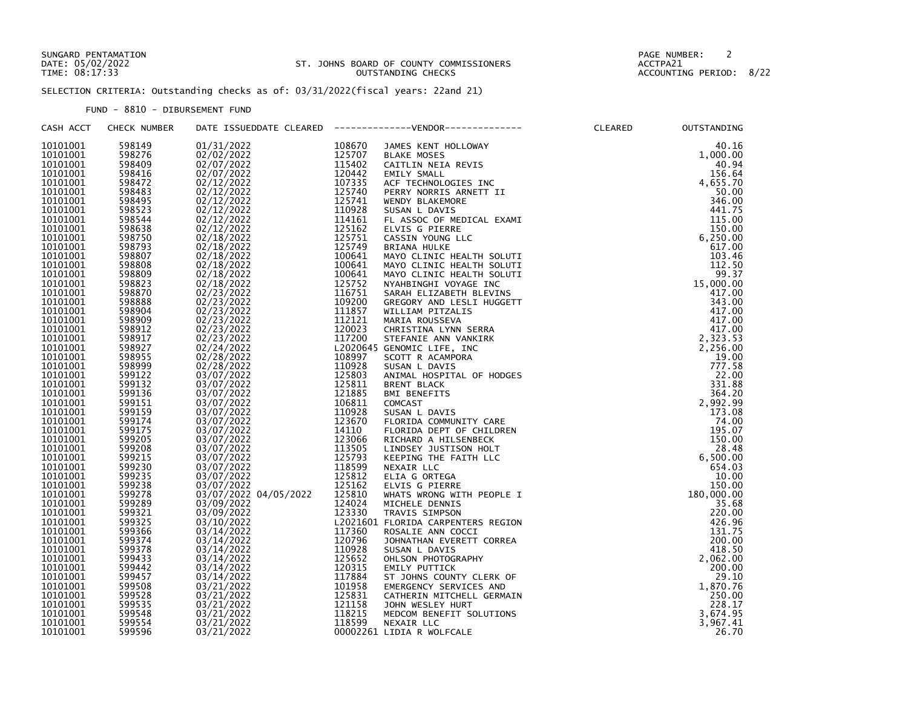SUNGARD PENTAMATION
DATE: 05/02/2022
TIME: 08:17:33

ST. JOHNS BOARD OF COUNTY COMMISSIONERS
OUTSTANDING CHECKS

ACCTPA21
ACCOUNTING PERIOD: 8/22

SELECTION CRITERIA: Outstanding checks as of: 03/31/2022(fiscal years: 22and 21)

FUND - 8810 - DIBURSEMENT FUND

| CASH ACCT | CHECK NUMBER | DATE ISSUED | DATE CLEARED | VENDOR | | CLEARED | OUTSTANDING |
|---|---|---|---|---|---|---|---|
| 10101001 | 598149 | 01/31/2022 | | 108670 | JAMES KENT HOLLOWAY | | 40.16 |
| 10101001 | 598276 | 02/02/2022 | | 125707 | BLAKE MOSES | | 1,000.00 |
| 10101001 | 598409 | 02/07/2022 | | 115402 | CAITLIN NEIA REVIS | | 40.94 |
| 10101001 | 598416 | 02/07/2022 | | 120442 | EMILY SMALL | | 156.64 |
| 10101001 | 598472 | 02/12/2022 | | 107335 | ACF TECHNOLOGIES INC | | 4,655.70 |
| 10101001 | 598483 | 02/12/2022 | | 125740 | PERRY NORRIS ARNETT II | | 50.00 |
| 10101001 | 598495 | 02/12/2022 | | 125741 | WENDY BLAKEMORE | | 346.00 |
| 10101001 | 598523 | 02/12/2022 | | 110928 | SUSAN L DAVIS | | 441.75 |
| 10101001 | 598544 | 02/12/2022 | | 114161 | FL ASSOC OF MEDICAL EXAMI | | 115.00 |
| 10101001 | 598638 | 02/12/2022 | | 125162 | ELVIS G PIERRE | | 150.00 |
| 10101001 | 598750 | 02/18/2022 | | 125751 | CASSIN YOUNG LLC | | 6,250.00 |
| 10101001 | 598793 | 02/18/2022 | | 125749 | BRIANA HULKE | | 617.00 |
| 10101001 | 598807 | 02/18/2022 | | 100641 | MAYO CLINIC HEALTH SOLUTI | | 103.46 |
| 10101001 | 598808 | 02/18/2022 | | 100641 | MAYO CLINIC HEALTH SOLUTI | | 112.50 |
| 10101001 | 598809 | 02/18/2022 | | 100641 | MAYO CLINIC HEALTH SOLUTI | | 99.37 |
| 10101001 | 598823 | 02/18/2022 | | 125752 | NYAHBINGHI VOYAGE INC | | 15,000.00 |
| 10101001 | 598870 | 02/23/2022 | | 116751 | SARAH ELIZABETH BLEVINS | | 417.00 |
| 10101001 | 598888 | 02/23/2022 | | 109200 | GREGORY AND LESLI HUGGETT | | 343.00 |
| 10101001 | 598904 | 02/23/2022 | | 111857 | WILLIAM PITZALIS | | 417.00 |
| 10101001 | 598909 | 02/23/2022 | | 112121 | MARIA ROUSSEVA | | 417.00 |
| 10101001 | 598912 | 02/23/2022 | | 120023 | CHRISTINA LYNN SERRA | | 417.00 |
| 10101001 | 598917 | 02/23/2022 | | 117200 | STEFANIE ANN VANKIRK | | 2,323.53 |
| 10101001 | 598927 | 02/24/2022 | | L2020645 | GENOMIC LIFE, INC | | 2,256.00 |
| 10101001 | 598955 | 02/28/2022 | | 108997 | SCOTT R ACAMPORA | | 19.00 |
| 10101001 | 598999 | 02/28/2022 | | 110928 | SUSAN L DAVIS | | 777.58 |
| 10101001 | 599122 | 03/07/2022 | | 125803 | ANIMAL HOSPITAL OF HODGES | | 22.00 |
| 10101001 | 599132 | 03/07/2022 | | 125811 | BRENT BLACK | | 331.88 |
| 10101001 | 599136 | 03/07/2022 | | 121885 | BMI BENEFITS | | 364.20 |
| 10101001 | 599151 | 03/07/2022 | | 106811 | COMCAST | | 2,992.99 |
| 10101001 | 599159 | 03/07/2022 | | 110928 | SUSAN L DAVIS | | 173.08 |
| 10101001 | 599174 | 03/07/2022 | | 123670 | FLORIDA COMMUNITY CARE | | 74.00 |
| 10101001 | 599175 | 03/07/2022 | | 14110 | FLORIDA DEPT OF CHILDREN | | 195.07 |
| 10101001 | 599205 | 03/07/2022 | | 123066 | RICHARD A HILSENBECK | | 150.00 |
| 10101001 | 599208 | 03/07/2022 | | 113505 | LINDSEY JUSTISON HOLT | | 28.48 |
| 10101001 | 599215 | 03/07/2022 | | 125793 | KEEPING THE FAITH LLC | | 6,500.00 |
| 10101001 | 599230 | 03/07/2022 | | 118599 | NEXAIR LLC | | 654.03 |
| 10101001 | 599235 | 03/07/2022 | | 125812 | ELIA G ORTEGA | | 10.00 |
| 10101001 | 599238 | 03/07/2022 | | 125162 | ELVIS G PIERRE | | 150.00 |
| 10101001 | 599278 | 03/07/2022 | 04/05/2022 | 125810 | WHATS WRONG WITH PEOPLE I | | 180,000.00 |
| 10101001 | 599289 | 03/09/2022 | | 124024 | MICHELE DENNIS | | 35.68 |
| 10101001 | 599321 | 03/09/2022 | | 123330 | TRAVIS SIMPSON | | 220.00 |
| 10101001 | 599325 | 03/10/2022 | | L2021601 | FLORIDA CARPENTERS REGION | | 426.96 |
| 10101001 | 599366 | 03/14/2022 | | 117360 | ROSALIE ANN COCCI | | 131.75 |
| 10101001 | 599374 | 03/14/2022 | | 120796 | JOHNATHAN EVERETT CORREA | | 200.00 |
| 10101001 | 599378 | 03/14/2022 | | 110928 | SUSAN L DAVIS | | 418.50 |
| 10101001 | 599433 | 03/14/2022 | | 125652 | OHLSON PHOTOGRAPHY | | 2,062.00 |
| 10101001 | 599442 | 03/14/2022 | | 120315 | EMILY PUTTICK | | 200.00 |
| 10101001 | 599457 | 03/14/2022 | | 117884 | ST JOHNS COUNTY CLERK OF | | 29.10 |
| 10101001 | 599508 | 03/21/2022 | | 101958 | EMERGENCY SERVICES AND | | 1,870.76 |
| 10101001 | 599528 | 03/21/2022 | | 125831 | CATHERIN MITCHELL GERMAIN | | 250.00 |
| 10101001 | 599535 | 03/21/2022 | | 121158 | JOHN WESLEY HURT | | 228.17 |
| 10101001 | 599548 | 03/21/2022 | | 118215 | MEDCOM BENEFIT SOLUTIONS | | 3,674.95 |
| 10101001 | 599554 | 03/21/2022 | | 118599 | NEXAIR LLC | | 3,967.41 |
| 10101001 | 599596 | 03/21/2022 | | 00002261 | LIDIA R WOLFCALE | | 26.70 |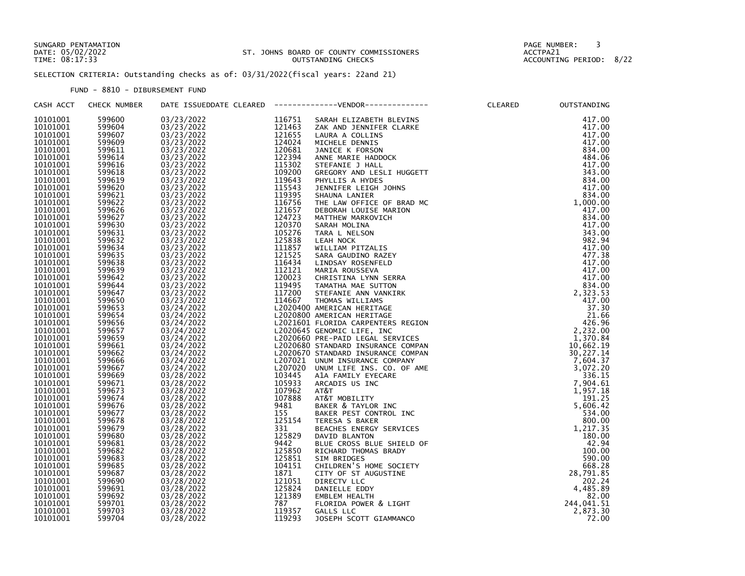SUNGARD PENTAMATION
DATE: 05/02/2022
TIME: 08:17:33

ST. JOHNS BOARD OF COUNTY COMMISSIONERS
OUTSTANDING CHECKS

ACCTPA21
ACCOUNTING PERIOD: 8/22

SELECTION CRITERIA: Outstanding checks as of: 03/31/2022(fiscal years: 22and 21)

FUND - 8810 - DIBURSEMENT FUND

| CASH ACCT | CHECK NUMBER | DATE ISSUED | DATE CLEARED | VENDOR | | CLEARED | OUTSTANDING |
|---|---|---|---|---|---|---|---|
| 10101001 | 599600 | 03/23/2022 | | 116751 | SARAH ELIZABETH BLEVINS | | 417.00 |
| 10101001 | 599604 | 03/23/2022 | | 121463 | ZAK AND JENNIFER CLARKE | | 417.00 |
| 10101001 | 599607 | 03/23/2022 | | 121655 | LAURA A COLLINS | | 417.00 |
| 10101001 | 599609 | 03/23/2022 | | 124024 | MICHELE DENNIS | | 417.00 |
| 10101001 | 599611 | 03/23/2022 | | 120681 | JANICE K FORSON | | 834.00 |
| 10101001 | 599614 | 03/23/2022 | | 122394 | ANNE MARIE HADDOCK | | 484.06 |
| 10101001 | 599616 | 03/23/2022 | | 115302 | STEFANIE J HALL | | 417.00 |
| 10101001 | 599618 | 03/23/2022 | | 109200 | GREGORY AND LESLI HUGGETT | | 343.00 |
| 10101001 | 599619 | 03/23/2022 | | 119643 | PHYLLIS A HYDES | | 834.00 |
| 10101001 | 599620 | 03/23/2022 | | 115543 | JENNIFER LEIGH JOHNS | | 417.00 |
| 10101001 | 599621 | 03/23/2022 | | 119395 | SHAUNA LANIER | | 834.00 |
| 10101001 | 599622 | 03/23/2022 | | 116756 | THE LAW OFFICE OF BRAD MC | | 1,000.00 |
| 10101001 | 599626 | 03/23/2022 | | 121657 | DEBORAH LOUISE MARION | | 417.00 |
| 10101001 | 599627 | 03/23/2022 | | 124723 | MATTHEW MARKOVICH | | 834.00 |
| 10101001 | 599630 | 03/23/2022 | | 120370 | SARAH MOLINA | | 417.00 |
| 10101001 | 599631 | 03/23/2022 | | 105276 | TARA L NELSON | | 343.00 |
| 10101001 | 599632 | 03/23/2022 | | 125838 | LEAH NOCK | | 982.94 |
| 10101001 | 599634 | 03/23/2022 | | 111857 | WILLIAM PITZALIS | | 417.00 |
| 10101001 | 599635 | 03/23/2022 | | 121525 | SARA GAUDINO RAZEY | | 477.38 |
| 10101001 | 599638 | 03/23/2022 | | 116434 | LINDSAY ROSENFELD | | 417.00 |
| 10101001 | 599639 | 03/23/2022 | | 112121 | MARIA ROUSSEVA | | 417.00 |
| 10101001 | 599642 | 03/23/2022 | | 120023 | CHRISTINA LYNN SERRA | | 417.00 |
| 10101001 | 599644 | 03/23/2022 | | 119495 | TAMATHA MAE SUTTON | | 834.00 |
| 10101001 | 599647 | 03/23/2022 | | 117200 | STEFANIE ANN VANKIRK | | 2,323.53 |
| 10101001 | 599650 | 03/23/2022 | | 114667 | THOMAS WILLIAMS | | 417.00 |
| 10101001 | 599653 | 03/24/2022 | | L2020400 | AMERICAN HERITAGE | | 37.30 |
| 10101001 | 599654 | 03/24/2022 | | L2020800 | AMERICAN HERITAGE | | 21.66 |
| 10101001 | 599656 | 03/24/2022 | | L2021601 | FLORIDA CARPENTERS REGION | | 426.96 |
| 10101001 | 599657 | 03/24/2022 | | L2020645 | GENOMIC LIFE, INC | | 2,232.00 |
| 10101001 | 599659 | 03/24/2022 | | L2020660 | PRE-PAID LEGAL SERVICES | | 1,370.84 |
| 10101001 | 599661 | 03/24/2022 | | L2020680 | STANDARD INSURANCE COMPAN | | 10,662.19 |
| 10101001 | 599662 | 03/24/2022 | | L2020670 | STANDARD INSURANCE COMPAN | | 30,227.14 |
| 10101001 | 599666 | 03/24/2022 | | L207021 | UNUM INSURANCE COMPANY | | 7,604.37 |
| 10101001 | 599667 | 03/24/2022 | | L207020 | UNUM LIFE INS. CO. OF AME | | 3,072.20 |
| 10101001 | 599669 | 03/28/2022 | | 103445 | A1A FAMILY EYECARE | | 336.15 |
| 10101001 | 599671 | 03/28/2022 | | 105933 | ARCADIS US INC | | 7,904.61 |
| 10101001 | 599673 | 03/28/2022 | | 107962 | AT&T | | 1,957.18 |
| 10101001 | 599674 | 03/28/2022 | | 107888 | AT&T MOBILITY | | 191.25 |
| 10101001 | 599676 | 03/28/2022 | | 9481 | BAKER & TAYLOR INC | | 5,606.42 |
| 10101001 | 599677 | 03/28/2022 | | 155 | BAKER PEST CONTROL INC | | 534.00 |
| 10101001 | 599678 | 03/28/2022 | | 125154 | TERESA S BAKER | | 800.00 |
| 10101001 | 599679 | 03/28/2022 | | 331 | BEACHES ENERGY SERVICES | | 1,217.35 |
| 10101001 | 599680 | 03/28/2022 | | 125829 | DAVID BLANTON | | 180.00 |
| 10101001 | 599681 | 03/28/2022 | | 9442 | BLUE CROSS BLUE SHIELD OF | | 42.94 |
| 10101001 | 599682 | 03/28/2022 | | 125850 | RICHARD THOMAS BRADY | | 100.00 |
| 10101001 | 599683 | 03/28/2022 | | 125851 | SIM BRIDGES | | 590.00 |
| 10101001 | 599685 | 03/28/2022 | | 104151 | CHILDREN'S HOME SOCIETY | | 668.28 |
| 10101001 | 599687 | 03/28/2022 | | 1871 | CITY OF ST AUGUSTINE | | 28,791.85 |
| 10101001 | 599690 | 03/28/2022 | | 121051 | DIRECTV LLC | | 202.24 |
| 10101001 | 599691 | 03/28/2022 | | 125824 | DANIELLE EDDY | | 4,485.89 |
| 10101001 | 599692 | 03/28/2022 | | 121389 | EMBLEM HEALTH | | 82.00 |
| 10101001 | 599701 | 03/28/2022 | | 787 | FLORIDA POWER & LIGHT | | 244,041.51 |
| 10101001 | 599703 | 03/28/2022 | | 119357 | GALLS LLC | | 2,873.30 |
| 10101001 | 599704 | 03/28/2022 | | 119293 | JOSEPH SCOTT GIAMMANCO | | 72.00 |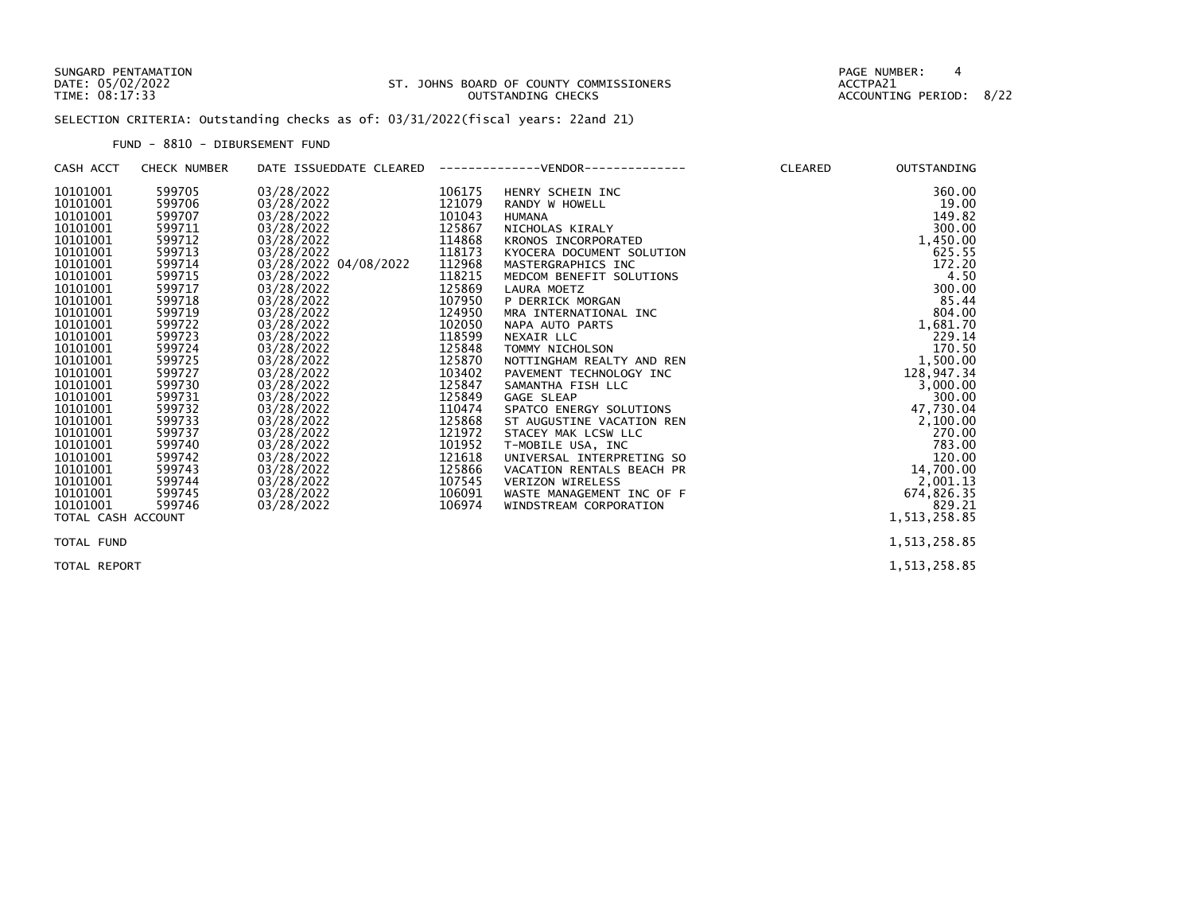SUNGARD PENTAMATION
DATE: 05/02/2022
TIME: 08:17:33

ST. JOHNS BOARD OF COUNTY COMMISSIONERS
OUTSTANDING CHECKS

PAGE NUMBER: 4
ACCTPA21
ACCOUNTING PERIOD: 8/22

SELECTION CRITERIA: Outstanding checks as of: 03/31/2022(fiscal years: 22and 21)

FUND - 8810 - DIBURSEMENT FUND

| CASH ACCT | CHECK NUMBER | DATE ISSUED | DATE CLEARED | --------------VENDOR-------------- | | CLEARED | OUTSTANDING |
|---|---|---|---|---|---|---|---|
| 10101001 | 599705 | 03/28/2022 | | 106175 | HENRY SCHEIN INC | | 360.00 |
| 10101001 | 599706 | 03/28/2022 | | 121079 | RANDY W HOWELL | | 19.00 |
| 10101001 | 599707 | 03/28/2022 | | 101043 | HUMANA | | 149.82 |
| 10101001 | 599711 | 03/28/2022 | | 125867 | NICHOLAS KIRALY | | 300.00 |
| 10101001 | 599712 | 03/28/2022 | | 114868 | KRONOS INCORPORATED | | 1,450.00 |
| 10101001 | 599713 | 03/28/2022 | | 118173 | KYOCERA DOCUMENT SOLUTION | | 625.55 |
| 10101001 | 599714 | 03/28/2022 | 04/08/2022 | 112968 | MASTERGRAPHICS INC | | 172.20 |
| 10101001 | 599715 | 03/28/2022 | | 118215 | MEDCOM BENEFIT SOLUTIONS | | 4.50 |
| 10101001 | 599717 | 03/28/2022 | | 125869 | LAURA MOETZ | | 300.00 |
| 10101001 | 599718 | 03/28/2022 | | 107950 | P DERRICK MORGAN | | 85.44 |
| 10101001 | 599719 | 03/28/2022 | | 124950 | MRA INTERNATIONAL INC | | 804.00 |
| 10101001 | 599722 | 03/28/2022 | | 102050 | NAPA AUTO PARTS | | 1,681.70 |
| 10101001 | 599723 | 03/28/2022 | | 118599 | NEXAIR LLC | | 229.14 |
| 10101001 | 599724 | 03/28/2022 | | 125848 | TOMMY NICHOLSON | | 170.50 |
| 10101001 | 599725 | 03/28/2022 | | 125870 | NOTTINGHAM REALTY AND REN | | 1,500.00 |
| 10101001 | 599727 | 03/28/2022 | | 103402 | PAVEMENT TECHNOLOGY INC | | 128,947.34 |
| 10101001 | 599730 | 03/28/2022 | | 125847 | SAMANTHA FISH LLC | | 3,000.00 |
| 10101001 | 599731 | 03/28/2022 | | 125849 | GAGE SLEAP | | 300.00 |
| 10101001 | 599732 | 03/28/2022 | | 110474 | SPATCO ENERGY SOLUTIONS | | 47,730.04 |
| 10101001 | 599733 | 03/28/2022 | | 125868 | ST AUGUSTINE VACATION REN | | 2,100.00 |
| 10101001 | 599737 | 03/28/2022 | | 121972 | STACEY MAK LCSW LLC | | 270.00 |
| 10101001 | 599740 | 03/28/2022 | | 101952 | T-MOBILE USA, INC | | 783.00 |
| 10101001 | 599742 | 03/28/2022 | | 121618 | UNIVERSAL INTERPRETING SO | | 120.00 |
| 10101001 | 599743 | 03/28/2022 | | 125866 | VACATION RENTALS BEACH PR | | 14,700.00 |
| 10101001 | 599744 | 03/28/2022 | | 107545 | VERIZON WIRELESS | | 2,001.13 |
| 10101001 | 599745 | 03/28/2022 | | 106091 | WASTE MANAGEMENT INC OF F | | 674,826.35 |
| 10101001 | 599746 | 03/28/2022 | | 106974 | WINDSTREAM CORPORATION | | 829.21 |
| TOTAL CASH ACCOUNT | | | | | | | 1,513,258.85 |
| TOTAL FUND | | | | | | | 1,513,258.85 |
| TOTAL REPORT | | | | | | | 1,513,258.85 |